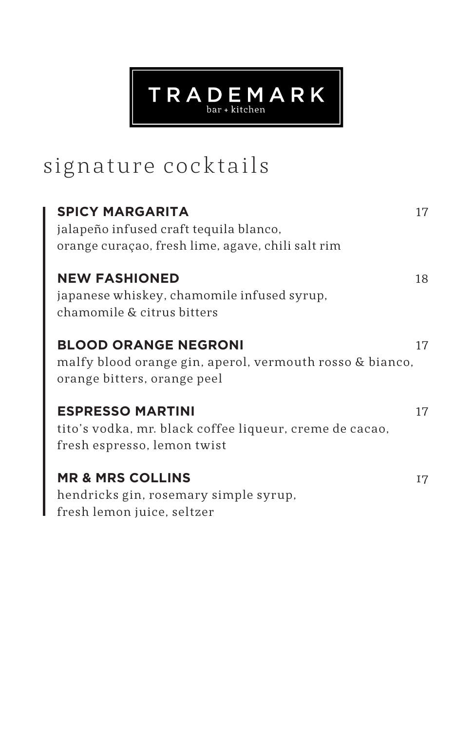# TRADEMARK

bar + kitchen

## signature cocktails

**SPICY MARGARITA** 17

jalapeño infused craft tequila blanco, orange curaçao, fresh lime, agave, chili salt rim

**NEW FASHIONED** 18

japanese whiskey, chamomile infused syrup, chamomile & citrus bitters

**BLOOD ORANGE NEGRONI** 17

malfy blood orange gin, aperol, vermouth rosso & bianco, orange bitters, orange peel

**ESPRESSO MARTINI** 17

tito's vodka, mr. black coffee liqueur, creme de cacao, fresh espresso, lemon twist

**MR & MRS COLLINS** 17

hendricks gin, rosemary simple syrup, fresh lemon juice, seltzer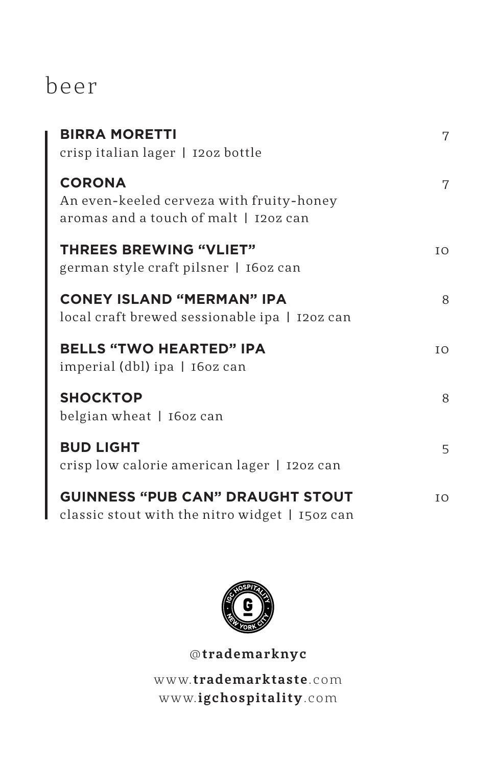# beer

**BIRRA MORETTI** 7
crisp italian lager | 12oz bottle

**CORONA** 7
An even-keeled cerveza with fruity-honey aromas and a touch of malt | 12oz can

**THREES BREWING "VLIET"** 10
german style craft pilsner | 16oz can

**CONEY ISLAND "MERMAN" IPA** 8
local craft brewed sessionable ipa | 12oz can

**BELLS "TWO HEARTED" IPA** 10
imperial (dbl) ipa | 16oz can

**SHOCKTOP** 8
belgian wheat | 16oz can

**BUD LIGHT** 5
crisp low calorie american lager | 12oz can

**GUINNESS "PUB CAN" DRAUGHT STOUT** 10
classic stout with the nitro widget | 15oz can

IGC HOSPITALITY · NEW YORK CITY

@**trademarknyc**

www.**trademarktaste**.com
www.**igchospitality**.com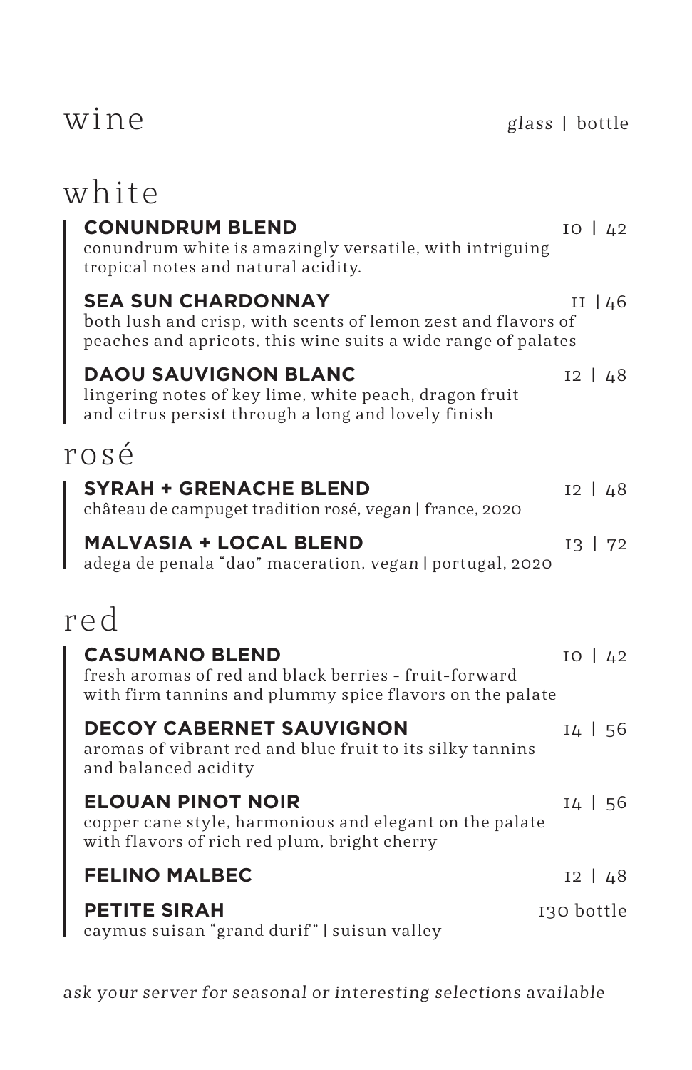# wine

*glass* | bottle

## white

**CONUNDRUM BLEND** 10 | 42
conundrum white is amazingly versatile, with intriguing tropical notes and natural acidity.

**SEA SUN CHARDONNAY** 11 | 46
both lush and crisp, with scents of lemon zest and flavors of peaches and apricots, this wine suits a wide range of palates

**DAOU SAUVIGNON BLANC** 12 | 48
lingering notes of key lime, white peach, dragon fruit and citrus persist through a long and lovely finish

## rosé

**SYRAH + GRENACHE BLEND** 12 | 48
château de campuget tradition rosé, *vegan* | france, 2020

**MALVASIA + LOCAL BLEND** 13 | 72
adega de penala "dao" maceration, *vegan* | portugal, 2020

## red

**CASUMANO BLEND** 10 | 42
fresh aromas of red and black berries - fruit-forward with firm tannins and plummy spice flavors on the palate

**DECOY CABERNET SAUVIGNON** 14 | 56
aromas of vibrant red and blue fruit to its silky tannins and balanced acidity

**ELOUAN PINOT NOIR** 14 | 56
copper cane style, harmonious and elegant on the palate with flavors of rich red plum, bright cherry

**FELINO MALBEC** 12 | 48

**PETITE SIRAH** 130 bottle
caymus suisan "grand durif" | suisun valley

*ask your server for seasonal or interesting selections available*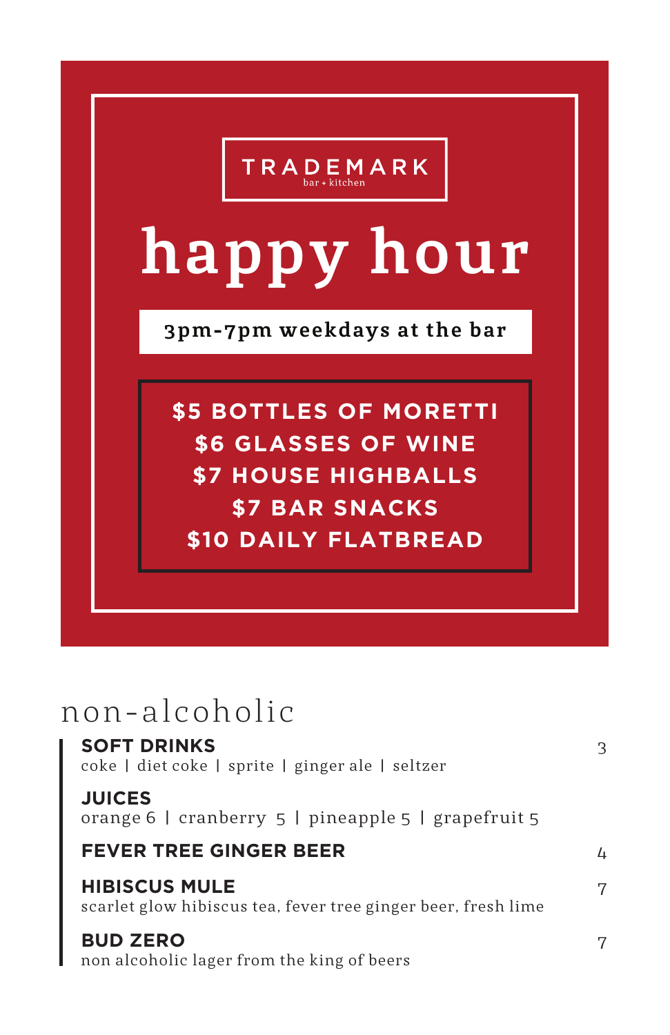TRADEMARK
bar + kitchen

# happy hour

**3pm-7pm weekdays at the bar**

**$5 BOTTLES OF MORETTI**
**$6 GLASSES OF WINE**
**$7 HOUSE HIGHBALLS**
**$7 BAR SNACKS**
**$10 DAILY FLATBREAD**

## non-alcoholic

**SOFT DRINKS** 3
coke | diet coke | sprite | ginger ale | seltzer

**JUICES**
orange 6 | cranberry 5 | pineapple 5 | grapefruit 5

**FEVER TREE GINGER BEER** 4

**HIBISCUS MULE** 7
scarlet glow hibiscus tea, fever tree ginger beer, fresh lime

**BUD ZERO** 7
non alcoholic lager from the king of beers